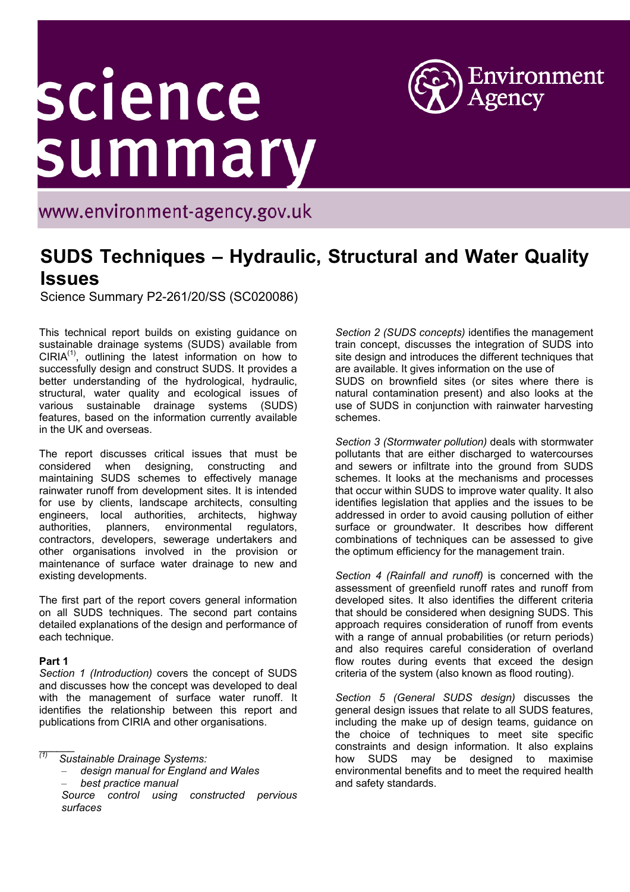# science summary

www.environment-agency.gov.uk

Environment Agency

## SUDS Techniques – Hydraulic, Structural and Water Quality Issues

Science Summary P2-261/20/SS (SC020086)

This technical report builds on existing guidance on sustainable drainage systems (SUDS) available from CIRIA[1], outlining the latest information on how to successfully design and construct SUDS. It provides a better understanding of the hydrological, hydraulic, structural, water quality and ecological issues of various sustainable drainage systems (SUDS) features, based on the information currently available in the UK and overseas.

The report discusses critical issues that must be considered when designing, constructing and maintaining SUDS schemes to effectively manage rainwater runoff from development sites. It is intended for use by clients, landscape architects, consulting engineers, local authorities, architects, highway authorities, planners, environmental regulators, contractors, developers, sewerage undertakers and other organisations involved in the provision or maintenance of surface water drainage to new and existing developments.

The first part of the report covers general information on all SUDS techniques. The second part contains detailed explanations of the design and performance of each technique.

**Part 1**

*Section 1 (Introduction)* covers the concept of SUDS and discusses how the concept was developed to deal with the management of surface water runoff. It identifies the relationship between this report and publications from CIRIA and other organisations.

*Section 2 (SUDS concepts)* identifies the management train concept, discusses the integration of SUDS into site design and introduces the different techniques that are available. It gives information on the use of SUDS on brownfield sites (or sites where there is natural contamination present) and also looks at the use of SUDS in conjunction with rainwater harvesting schemes.

*Section 3 (Stormwater pollution)* deals with stormwater pollutants that are either discharged to watercourses and sewers or infiltrate into the ground from SUDS schemes. It looks at the mechanisms and processes that occur within SUDS to improve water quality. It also identifies legislation that applies and the issues to be addressed in order to avoid causing pollution of either surface or groundwater. It describes how different combinations of techniques can be assessed to give the optimum efficiency for the management train.

*Section 4 (Rainfall and runoff)* is concerned with the assessment of greenfield runoff rates and runoff from developed sites. It also identifies the different criteria that should be considered when designing SUDS. This approach requires consideration of runoff from events with a range of annual probabilities (or return periods) and also requires careful consideration of overland flow routes during events that exceed the design criteria of the system (also known as flood routing).

*Section 5 (General SUDS design)* discusses the general design issues that relate to all SUDS features, including the make up of design teams, guidance on the choice of techniques to meet site specific constraints and design information. It also explains how SUDS may be designed to maximise environmental benefits and to meet the required health and safety standards.

---

[1] *Sustainable Drainage Systems:*
- *design manual for England and Wales*
- *best practice manual*

*Source control using constructed pervious surfaces*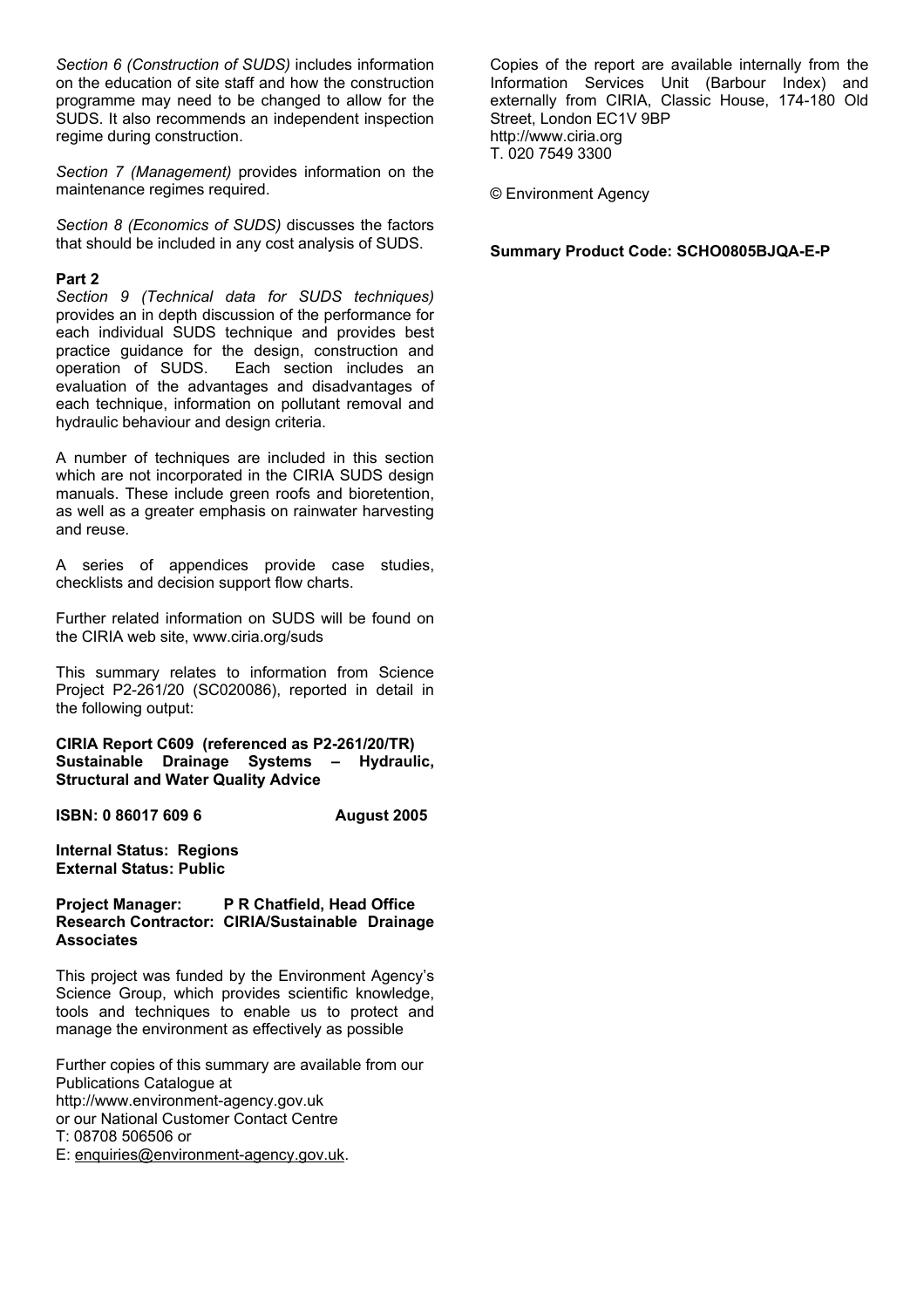*Section 6 (Construction of SUDS)* includes information on the education of site staff and how the construction programme may need to be changed to allow for the SUDS. It also recommends an independent inspection regime during construction.

*Section 7 (Management)* provides information on the maintenance regimes required.

*Section 8 (Economics of SUDS)* discusses the factors that should be included in any cost analysis of SUDS.

**Part 2**

*Section 9 (Technical data for SUDS techniques)* provides an in depth discussion of the performance for each individual SUDS technique and provides best practice guidance for the design, construction and operation of SUDS. Each section includes an evaluation of the advantages and disadvantages of each technique, information on pollutant removal and hydraulic behaviour and design criteria.

A number of techniques are included in this section which are not incorporated in the CIRIA SUDS design manuals. These include green roofs and bioretention, as well as a greater emphasis on rainwater harvesting and reuse.

A series of appendices provide case studies, checklists and decision support flow charts.

Further related information on SUDS will be found on the CIRIA web site, www.ciria.org/suds

This summary relates to information from Science Project P2-261/20 (SC020086), reported in detail in the following output:

**CIRIA Report C609 (referenced as P2-261/20/TR)**
**Sustainable Drainage Systems – Hydraulic, Structural and Water Quality Advice**

**ISBN: 0 86017 609 6** **August 2005**

**Internal Status: Regions**
**External Status: Public**

**Project Manager: P R Chatfield, Head Office**
**Research Contractor: CIRIA/Sustainable Drainage Associates**

This project was funded by the Environment Agency's Science Group, which provides scientific knowledge, tools and techniques to enable us to protect and manage the environment as effectively as possible

Further copies of this summary are available from our Publications Catalogue at
http://www.environment-agency.gov.uk
or our National Customer Contact Centre
T: 08708 506506 or
E: enquiries@environment-agency.gov.uk.

Copies of the report are available internally from the Information Services Unit (Barbour Index) and externally from CIRIA, Classic House, 174-180 Old Street, London EC1V 9BP
http://www.ciria.org
T. 020 7549 3300

© Environment Agency

**Summary Product Code: SCHO0805BJQA-E-P**